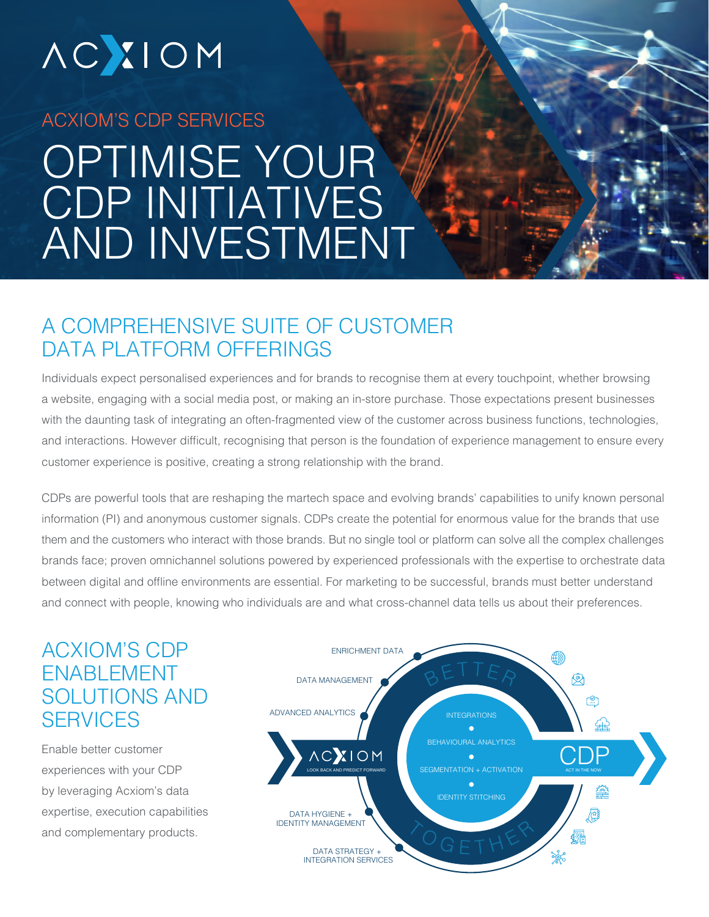ACXIOM

ACXIOM'S CDP SERVICES

# OPTIMISE YOUR CDP INITIATIVES AND INVESTMENT

## A COMPREHENSIVE SUITE OF CUSTOMER DATA PLATFORM OFFERINGS

Individuals expect personalised experiences and for brands to recognise them at every touchpoint, whether browsing a website, engaging with a social media post, or making an in-store purchase. Those expectations present businesses with the daunting task of integrating an often-fragmented view of the customer across business functions, technologies, and interactions. However difficult, recognising that person is the foundation of experience management to ensure every customer experience is positive, creating a strong relationship with the brand.

CDPs are powerful tools that are reshaping the martech space and evolving brands' capabilities to unify known personal information (PI) and anonymous customer signals. CDPs create the potential for enormous value for the brands that use them and the customers who interact with those brands. But no single tool or platform can solve all the complex challenges brands face; proven omnichannel solutions powered by experienced professionals with the expertise to orchestrate data between digital and offline environments are essential. For marketing to be successful, brands must better understand and connect with people, knowing who individuals are and what cross-channel data tells us about their preferences.

## ACXIOM'S CDP ENABLEMENT SOLUTIONS AND SERVICES

Enable better customer experiences with your CDP by leveraging Acxiom's data expertise, execution capabilities and complementary products.

ENRICHMENT DATA

DATA MANAGEMENT

ADVANCED ANALYTICS

DATA HYGIENE + IDENTITY MANAGEMENT

DATA STRATEGY + INTEGRATION SERVICES

ACXIOM – LOOK BACK AND PREDICT FORWARD

BETTER TOGETHER

INTEGRATIONS • BEHAVIOURAL ANALYTICS • SEGMENTATION + ACTIVATION • IDENTITY STITCHING

CDP – ACT IN THE NOW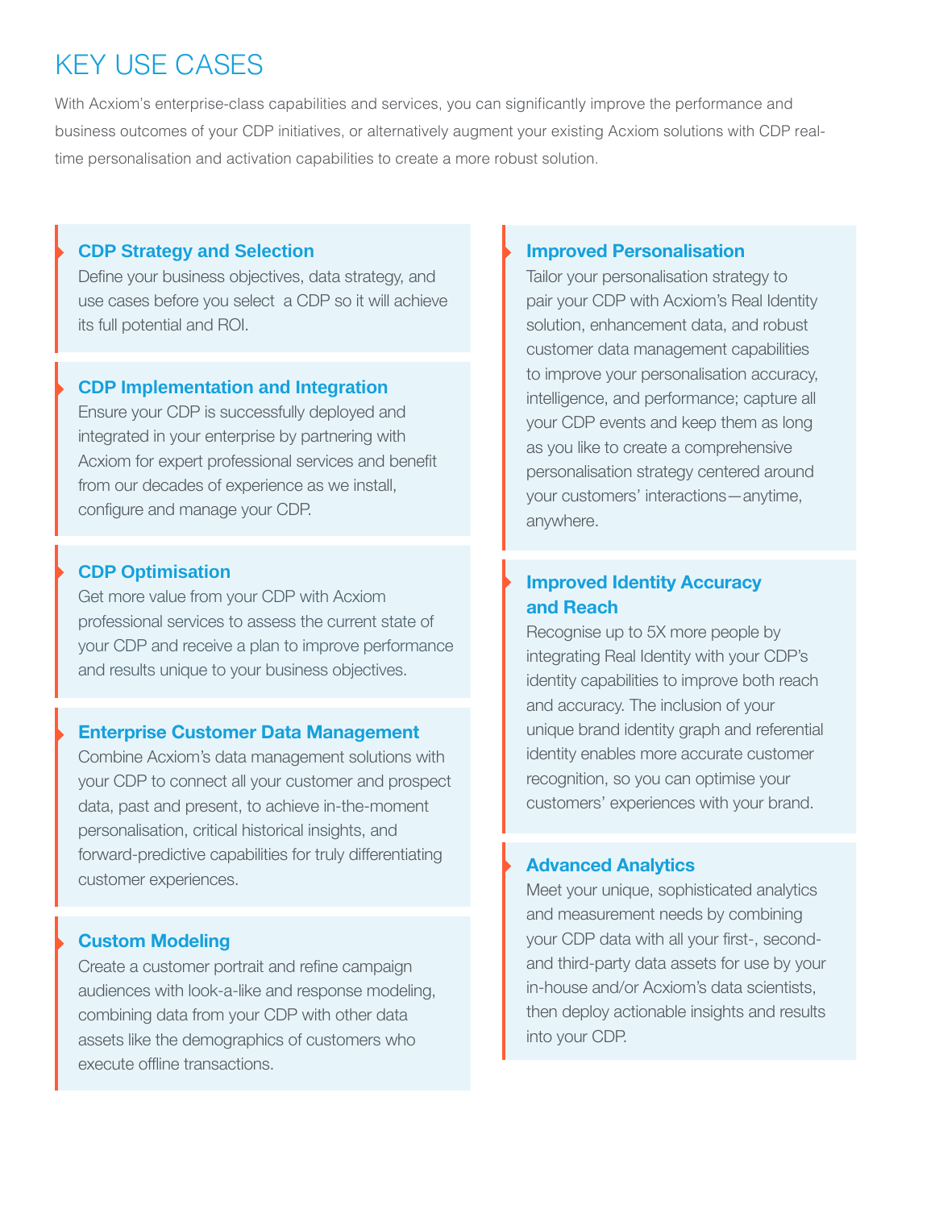# KEY USE CASES

With Acxiom's enterprise-class capabilities and services, you can significantly improve the performance and business outcomes of your CDP initiatives, or alternatively augment your existing Acxiom solutions with CDP real-time personalisation and activation capabilities to create a more robust solution.

### CDP Strategy and Selection

Define your business objectives, data strategy, and use cases before you select a CDP so it will achieve its full potential and ROI.

### CDP Implementation and Integration

Ensure your CDP is successfully deployed and integrated in your enterprise by partnering with Acxiom for expert professional services and benefit from our decades of experience as we install, configure and manage your CDP.

### CDP Optimisation

Get more value from your CDP with Acxiom professional services to assess the current state of your CDP and receive a plan to improve performance and results unique to your business objectives.

### Enterprise Customer Data Management

Combine Acxiom's data management solutions with your CDP to connect all your customer and prospect data, past and present, to achieve in-the-moment personalisation, critical historical insights, and forward-predictive capabilities for truly differentiating customer experiences.

### Custom Modeling

Create a customer portrait and refine campaign audiences with look-a-like and response modeling, combining data from your CDP with other data assets like the demographics of customers who execute offline transactions.

### Improved Personalisation

Tailor your personalisation strategy to pair your CDP with Acxiom's Real Identity solution, enhancement data, and robust customer data management capabilities to improve your personalisation accuracy, intelligence, and performance; capture all your CDP events and keep them as long as you like to create a comprehensive personalisation strategy centered around your customers' interactions—anytime, anywhere.

### Improved Identity Accuracy and Reach

Recognise up to 5X more people by integrating Real Identity with your CDP's identity capabilities to improve both reach and accuracy. The inclusion of your unique brand identity graph and referential identity enables more accurate customer recognition, so you can optimise your customers' experiences with your brand.

### Advanced Analytics

Meet your unique, sophisticated analytics and measurement needs by combining your CDP data with all your first-, second- and third-party data assets for use by your in-house and/or Acxiom's data scientists, then deploy actionable insights and results into your CDP.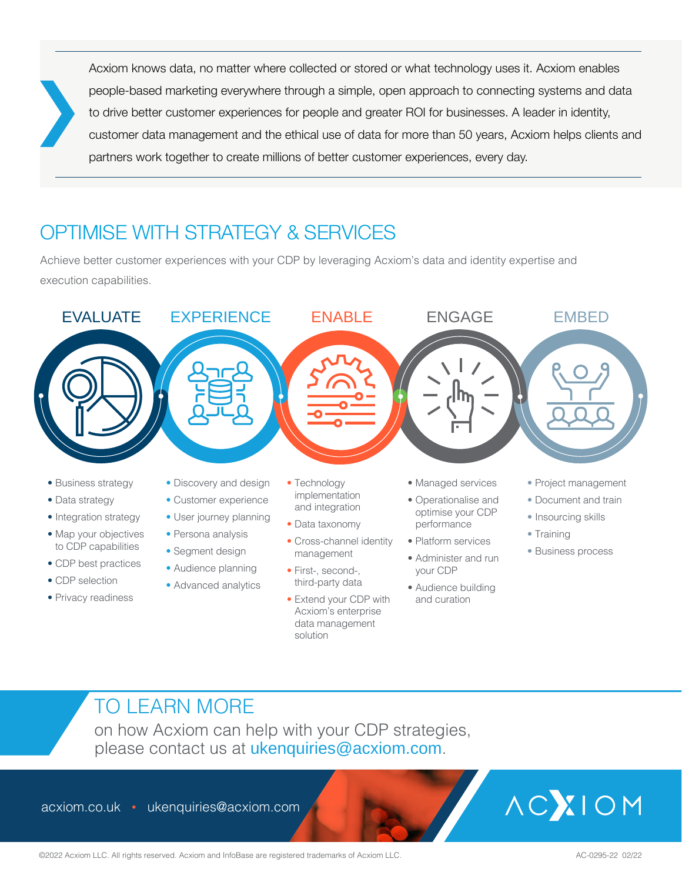Acxiom knows data, no matter where collected or stored or what technology uses it. Acxiom enables people-based marketing everywhere through a simple, open approach to connecting systems and data to drive better customer experiences for people and greater ROI for businesses. A leader in identity, customer data management and the ethical use of data for more than 50 years, Acxiom helps clients and partners work together to create millions of better customer experiences, every day.

## OPTIMISE WITH STRATEGY & SERVICES

Achieve better customer experiences with your CDP by leveraging Acxiom's data and identity expertise and execution capabilities.

### EVALUATE

- Business strategy
- Data strategy
- Integration strategy
- Map your objectives to CDP capabilities
- CDP best practices
- CDP selection
- Privacy readiness

### EXPERIENCE

- Discovery and design
- Customer experience
- User journey planning
- Persona analysis
- Segment design
- Audience planning
- Advanced analytics

### ENABLE

- Technology implementation and integration
- Data taxonomy
- Cross-channel identity management
- First-, second-, third-party data
- Extend your CDP with Acxiom's enterprise data management solution

### ENGAGE

- Managed services
- Operationalise and optimise your CDP performance
- Platform services
- Administer and run your CDP
- Audience building and curation

### EMBED

- Project management
- Document and train
- Insourcing skills
- Training
- Business process

## TO LEARN MORE

on how Acxiom can help with your CDP strategies, please contact us at ukenquiries@acxiom.com.

acxiom.co.uk • ukenquiries@acxiom.com

ACXIOM

©2022 Acxiom LLC. All rights reserved. Acxiom and InfoBase are registered trademarks of Acxiom LLC.

AC-0295-22 02/22